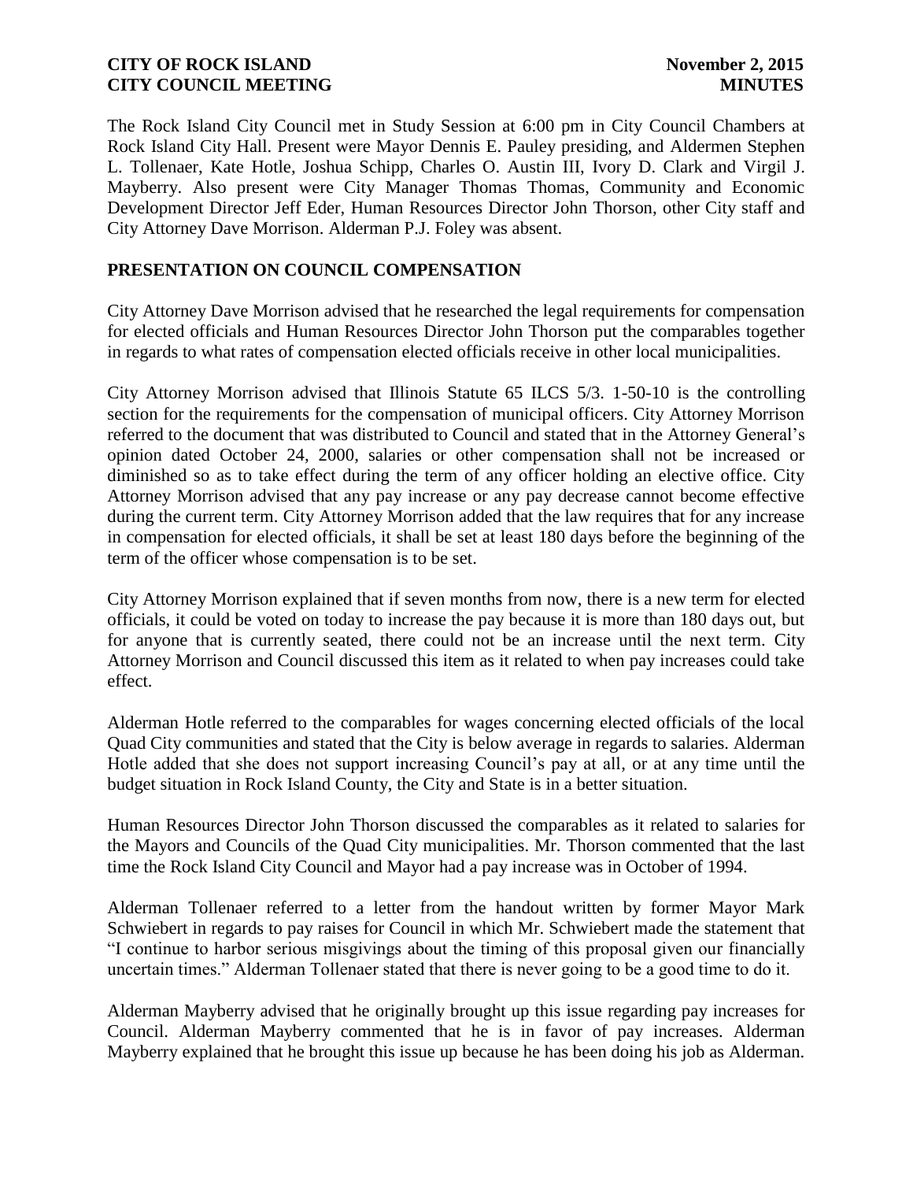The Rock Island City Council met in Study Session at 6:00 pm in City Council Chambers at Rock Island City Hall. Present were Mayor Dennis E. Pauley presiding, and Aldermen Stephen L. Tollenaer, Kate Hotle, Joshua Schipp, Charles O. Austin III, Ivory D. Clark and Virgil J. Mayberry. Also present were City Manager Thomas Thomas, Community and Economic Development Director Jeff Eder, Human Resources Director John Thorson, other City staff and City Attorney Dave Morrison. Alderman P.J. Foley was absent.

## PRESENTATION ON COUNCIL COMPENSATION

City Attorney Dave Morrison advised that he researched the legal requirements for compensation for elected officials and Human Resources Director John Thorson put the comparables together in regards to what rates of compensation elected officials receive in other local municipalities.

City Attorney Morrison advised that Illinois Statute 65 ILCS 5/3. 1-50-10 is the controlling section for the requirements for the compensation of municipal officers. City Attorney Morrison referred to the document that was distributed to Council and stated that in the Attorney General's opinion dated October 24, 2000, salaries or other compensation shall not be increased or diminished so as to take effect during the term of any officer holding an elective office. City Attorney Morrison advised that any pay increase or any pay decrease cannot become effective during the current term. City Attorney Morrison added that the law requires that for any increase in compensation for elected officials, it shall be set at least 180 days before the beginning of the term of the officer whose compensation is to be set.

City Attorney Morrison explained that if seven months from now, there is a new term for elected officials, it could be voted on today to increase the pay because it is more than 180 days out, but for anyone that is currently seated, there could not be an increase until the next term. City Attorney Morrison and Council discussed this item as it related to when pay increases could take effect.

Alderman Hotle referred to the comparables for wages concerning elected officials of the local Quad City communities and stated that the City is below average in regards to salaries. Alderman Hotle added that she does not support increasing Council's pay at all, or at any time until the budget situation in Rock Island County, the City and State is in a better situation.

Human Resources Director John Thorson discussed the comparables as it related to salaries for the Mayors and Councils of the Quad City municipalities. Mr. Thorson commented that the last time the Rock Island City Council and Mayor had a pay increase was in October of 1994.

Alderman Tollenaer referred to a letter from the handout written by former Mayor Mark Schwiebert in regards to pay raises for Council in which Mr. Schwiebert made the statement that "I continue to harbor serious misgivings about the timing of this proposal given our financially uncertain times." Alderman Tollenaer stated that there is never going to be a good time to do it.

Alderman Mayberry advised that he originally brought up this issue regarding pay increases for Council. Alderman Mayberry commented that he is in favor of pay increases. Alderman Mayberry explained that he brought this issue up because he has been doing his job as Alderman.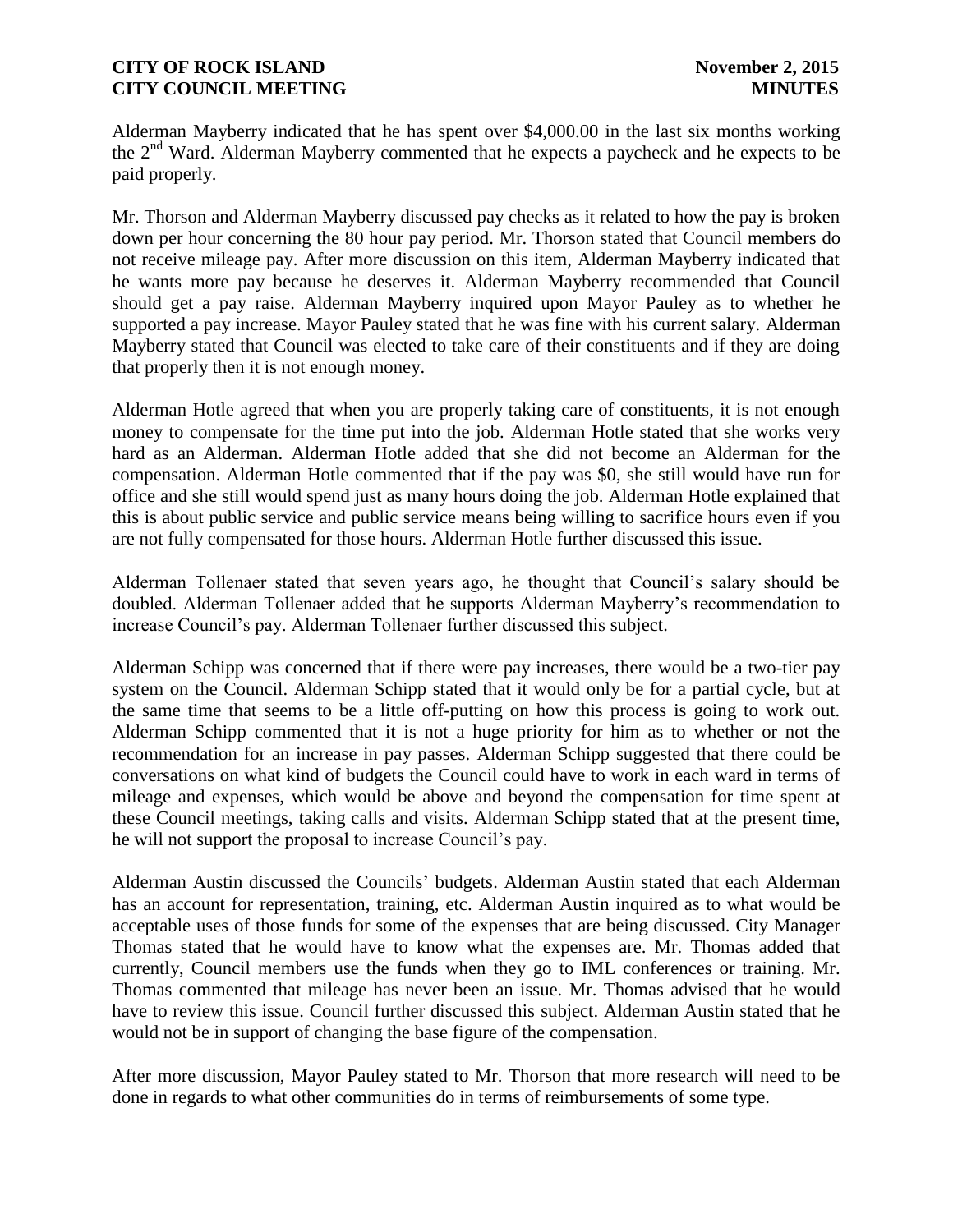Alderman Mayberry indicated that he has spent over $4,000.00 in the last six months working the 2nd Ward. Alderman Mayberry commented that he expects a paycheck and he expects to be paid properly.

Mr. Thorson and Alderman Mayberry discussed pay checks as it related to how the pay is broken down per hour concerning the 80 hour pay period. Mr. Thorson stated that Council members do not receive mileage pay. After more discussion on this item, Alderman Mayberry indicated that he wants more pay because he deserves it. Alderman Mayberry recommended that Council should get a pay raise. Alderman Mayberry inquired upon Mayor Pauley as to whether he supported a pay increase. Mayor Pauley stated that he was fine with his current salary. Alderman Mayberry stated that Council was elected to take care of their constituents and if they are doing that properly then it is not enough money.

Alderman Hotle agreed that when you are properly taking care of constituents, it is not enough money to compensate for the time put into the job. Alderman Hotle stated that she works very hard as an Alderman. Alderman Hotle added that she did not become an Alderman for the compensation. Alderman Hotle commented that if the pay was $0, she still would have run for office and she still would spend just as many hours doing the job. Alderman Hotle explained that this is about public service and public service means being willing to sacrifice hours even if you are not fully compensated for those hours. Alderman Hotle further discussed this issue.

Alderman Tollenaer stated that seven years ago, he thought that Council's salary should be doubled. Alderman Tollenaer added that he supports Alderman Mayberry's recommendation to increase Council's pay. Alderman Tollenaer further discussed this subject.

Alderman Schipp was concerned that if there were pay increases, there would be a two-tier pay system on the Council. Alderman Schipp stated that it would only be for a partial cycle, but at the same time that seems to be a little off-putting on how this process is going to work out. Alderman Schipp commented that it is not a huge priority for him as to whether or not the recommendation for an increase in pay passes. Alderman Schipp suggested that there could be conversations on what kind of budgets the Council could have to work in each ward in terms of mileage and expenses, which would be above and beyond the compensation for time spent at these Council meetings, taking calls and visits. Alderman Schipp stated that at the present time, he will not support the proposal to increase Council's pay.

Alderman Austin discussed the Councils' budgets. Alderman Austin stated that each Alderman has an account for representation, training, etc. Alderman Austin inquired as to what would be acceptable uses of those funds for some of the expenses that are being discussed. City Manager Thomas stated that he would have to know what the expenses are. Mr. Thomas added that currently, Council members use the funds when they go to IML conferences or training. Mr. Thomas commented that mileage has never been an issue. Mr. Thomas advised that he would have to review this issue. Council further discussed this subject. Alderman Austin stated that he would not be in support of changing the base figure of the compensation.

After more discussion, Mayor Pauley stated to Mr. Thorson that more research will need to be done in regards to what other communities do in terms of reimbursements of some type.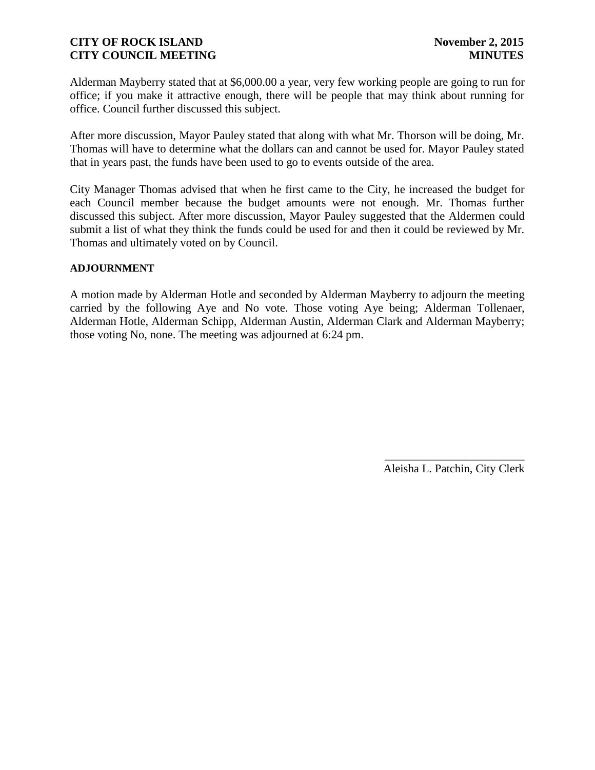Alderman Mayberry stated that at $6,000.00 a year, very few working people are going to run for office; if you make it attractive enough, there will be people that may think about running for office. Council further discussed this subject.

After more discussion, Mayor Pauley stated that along with what Mr. Thorson will be doing, Mr. Thomas will have to determine what the dollars can and cannot be used for. Mayor Pauley stated that in years past, the funds have been used to go to events outside of the area.

City Manager Thomas advised that when he first came to the City, he increased the budget for each Council member because the budget amounts were not enough. Mr. Thomas further discussed this subject. After more discussion, Mayor Pauley suggested that the Aldermen could submit a list of what they think the funds could be used for and then it could be reviewed by Mr. Thomas and ultimately voted on by Council.

**ADJOURNMENT**

A motion made by Alderman Hotle and seconded by Alderman Mayberry to adjourn the meeting carried by the following Aye and No vote. Those voting Aye being; Alderman Tollenaer, Alderman Hotle, Alderman Schipp, Alderman Austin, Alderman Clark and Alderman Mayberry; those voting No, none. The meeting was adjourned at 6:24 pm.

\_\_\_\_\_\_\_\_\_\_\_\_\_\_\_\_\_\_\_\_\_\_\_\_

Aleisha L. Patchin, City Clerk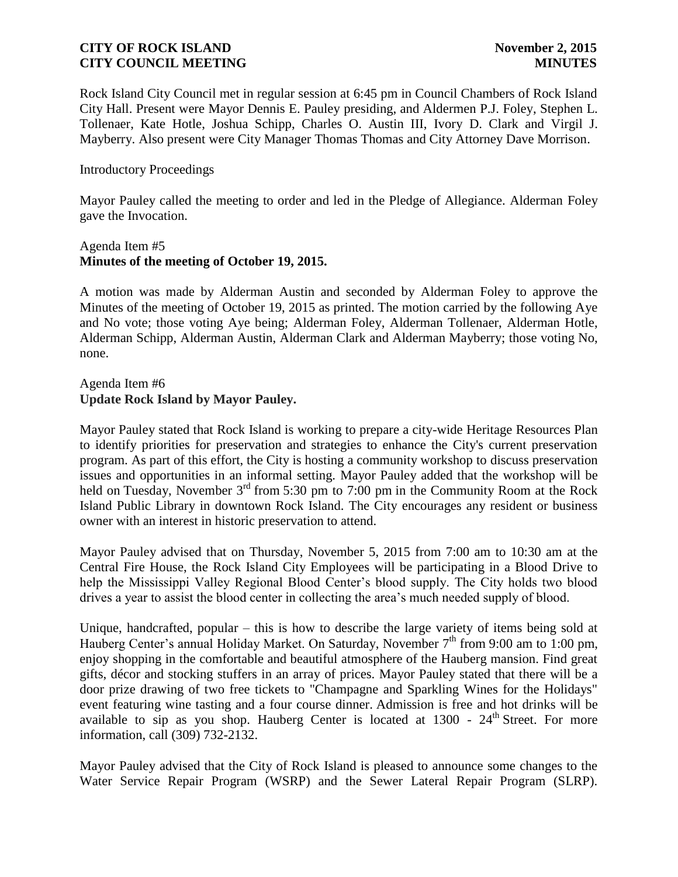Rock Island City Council met in regular session at 6:45 pm in Council Chambers of Rock Island City Hall. Present were Mayor Dennis E. Pauley presiding, and Aldermen P.J. Foley, Stephen L. Tollenaer, Kate Hotle, Joshua Schipp, Charles O. Austin III, Ivory D. Clark and Virgil J. Mayberry. Also present were City Manager Thomas Thomas and City Attorney Dave Morrison.

Introductory Proceedings

Mayor Pauley called the meeting to order and led in the Pledge of Allegiance. Alderman Foley gave the Invocation.

Agenda Item #5
**Minutes of the meeting of October 19, 2015.**

A motion was made by Alderman Austin and seconded by Alderman Foley to approve the Minutes of the meeting of October 19, 2015 as printed. The motion carried by the following Aye and No vote; those voting Aye being; Alderman Foley, Alderman Tollenaer, Alderman Hotle, Alderman Schipp, Alderman Austin, Alderman Clark and Alderman Mayberry; those voting No, none.

Agenda Item #6
**Update Rock Island by Mayor Pauley.**

Mayor Pauley stated that Rock Island is working to prepare a city-wide Heritage Resources Plan to identify priorities for preservation and strategies to enhance the City's current preservation program. As part of this effort, the City is hosting a community workshop to discuss preservation issues and opportunities in an informal setting. Mayor Pauley added that the workshop will be held on Tuesday, November 3rd from 5:30 pm to 7:00 pm in the Community Room at the Rock Island Public Library in downtown Rock Island. The City encourages any resident or business owner with an interest in historic preservation to attend.

Mayor Pauley advised that on Thursday, November 5, 2015 from 7:00 am to 10:30 am at the Central Fire House, the Rock Island City Employees will be participating in a Blood Drive to help the Mississippi Valley Regional Blood Center's blood supply. The City holds two blood drives a year to assist the blood center in collecting the area's much needed supply of blood.

Unique, handcrafted, popular – this is how to describe the large variety of items being sold at Hauberg Center's annual Holiday Market. On Saturday, November 7th from 9:00 am to 1:00 pm, enjoy shopping in the comfortable and beautiful atmosphere of the Hauberg mansion. Find great gifts, décor and stocking stuffers in an array of prices. Mayor Pauley stated that there will be a door prize drawing of two free tickets to "Champagne and Sparkling Wines for the Holidays" event featuring wine tasting and a four course dinner. Admission is free and hot drinks will be available to sip as you shop. Hauberg Center is located at 1300 - 24th Street. For more information, call (309) 732-2132.

Mayor Pauley advised that the City of Rock Island is pleased to announce some changes to the Water Service Repair Program (WSRP) and the Sewer Lateral Repair Program (SLRP).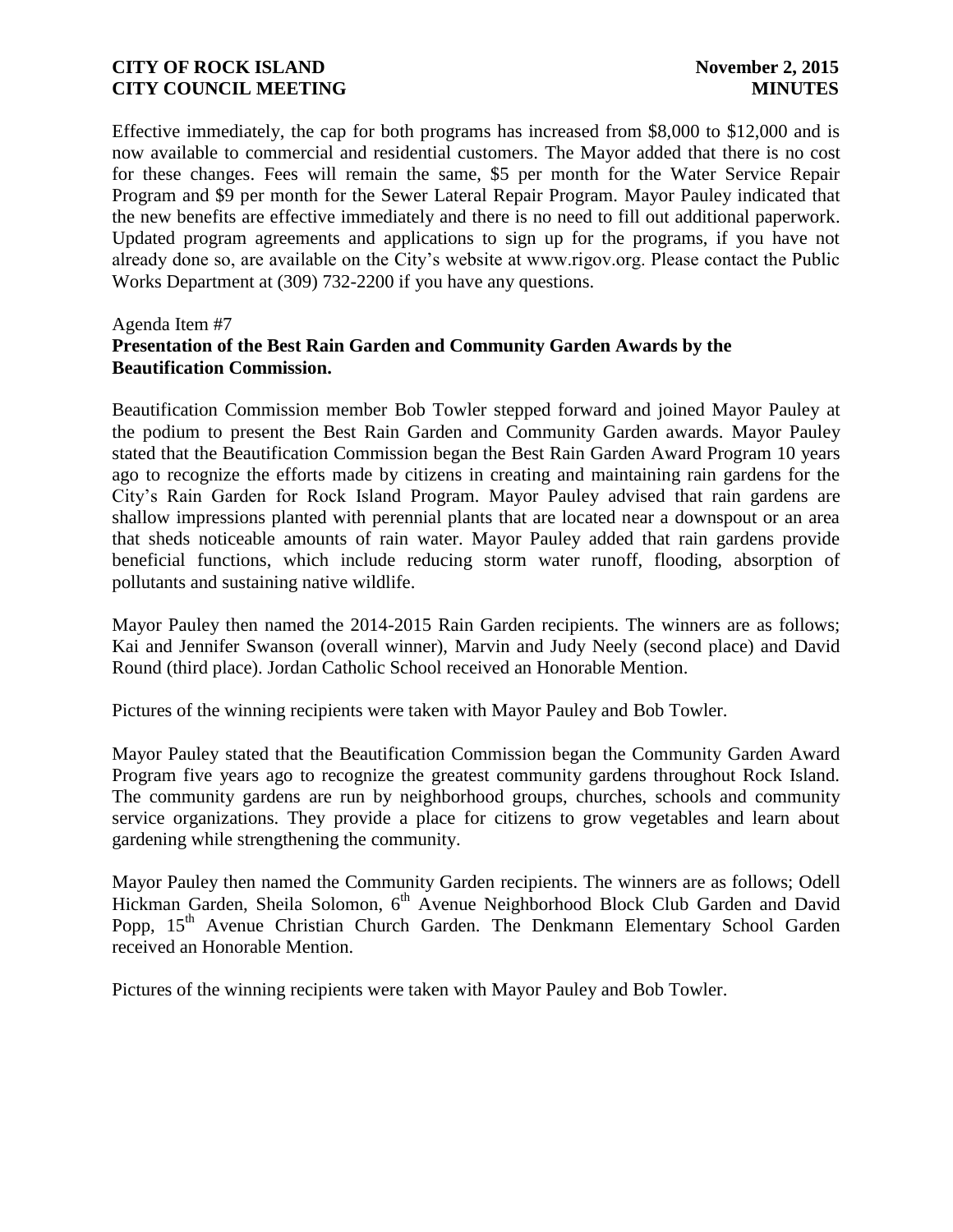Effective immediately, the cap for both programs has increased from \$8,000 to \$12,000 and is now available to commercial and residential customers. The Mayor added that there is no cost for these changes. Fees will remain the same, \$5 per month for the Water Service Repair Program and \$9 per month for the Sewer Lateral Repair Program. Mayor Pauley indicated that the new benefits are effective immediately and there is no need to fill out additional paperwork. Updated program agreements and applications to sign up for the programs, if you have not already done so, are available on the City's website at www.rigov.org. Please contact the Public Works Department at (309) 732-2200 if you have any questions.

Agenda Item #7

**Presentation of the Best Rain Garden and Community Garden Awards by the Beautification Commission.**

Beautification Commission member Bob Towler stepped forward and joined Mayor Pauley at the podium to present the Best Rain Garden and Community Garden awards. Mayor Pauley stated that the Beautification Commission began the Best Rain Garden Award Program 10 years ago to recognize the efforts made by citizens in creating and maintaining rain gardens for the City's Rain Garden for Rock Island Program. Mayor Pauley advised that rain gardens are shallow impressions planted with perennial plants that are located near a downspout or an area that sheds noticeable amounts of rain water. Mayor Pauley added that rain gardens provide beneficial functions, which include reducing storm water runoff, flooding, absorption of pollutants and sustaining native wildlife.

Mayor Pauley then named the 2014-2015 Rain Garden recipients. The winners are as follows; Kai and Jennifer Swanson (overall winner), Marvin and Judy Neely (second place) and David Round (third place). Jordan Catholic School received an Honorable Mention.

Pictures of the winning recipients were taken with Mayor Pauley and Bob Towler.

Mayor Pauley stated that the Beautification Commission began the Community Garden Award Program five years ago to recognize the greatest community gardens throughout Rock Island. The community gardens are run by neighborhood groups, churches, schools and community service organizations. They provide a place for citizens to grow vegetables and learn about gardening while strengthening the community.

Mayor Pauley then named the Community Garden recipients. The winners are as follows; Odell Hickman Garden, Sheila Solomon, 6th Avenue Neighborhood Block Club Garden and David Popp, 15th Avenue Christian Church Garden. The Denkmann Elementary School Garden received an Honorable Mention.

Pictures of the winning recipients were taken with Mayor Pauley and Bob Towler.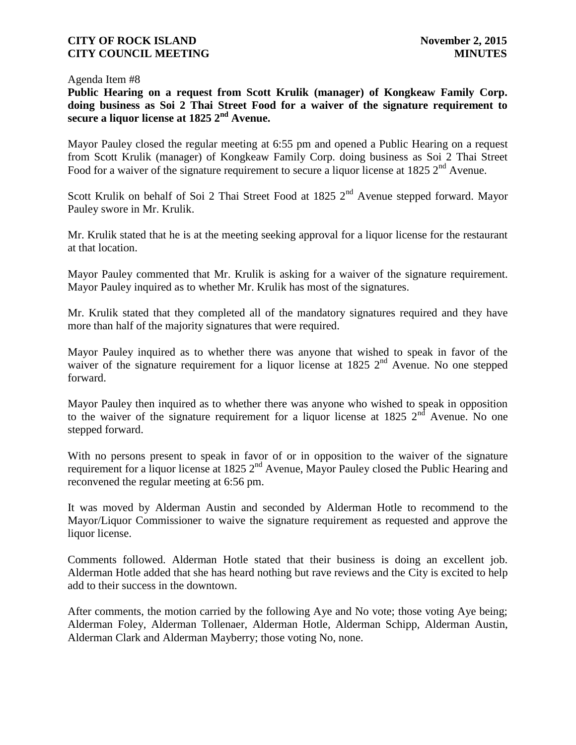Agenda Item #8

**Public Hearing on a request from Scott Krulik (manager) of Kongkeaw Family Corp. doing business as Soi 2 Thai Street Food for a waiver of the signature requirement to secure a liquor license at 1825 2nd Avenue.**

Mayor Pauley closed the regular meeting at 6:55 pm and opened a Public Hearing on a request from Scott Krulik (manager) of Kongkeaw Family Corp. doing business as Soi 2 Thai Street Food for a waiver of the signature requirement to secure a liquor license at 1825 2nd Avenue.

Scott Krulik on behalf of Soi 2 Thai Street Food at 1825 2nd Avenue stepped forward. Mayor Pauley swore in Mr. Krulik.

Mr. Krulik stated that he is at the meeting seeking approval for a liquor license for the restaurant at that location.

Mayor Pauley commented that Mr. Krulik is asking for a waiver of the signature requirement. Mayor Pauley inquired as to whether Mr. Krulik has most of the signatures.

Mr. Krulik stated that they completed all of the mandatory signatures required and they have more than half of the majority signatures that were required.

Mayor Pauley inquired as to whether there was anyone that wished to speak in favor of the waiver of the signature requirement for a liquor license at 1825 2nd Avenue. No one stepped forward.

Mayor Pauley then inquired as to whether there was anyone who wished to speak in opposition to the waiver of the signature requirement for a liquor license at 1825 2nd Avenue. No one stepped forward.

With no persons present to speak in favor of or in opposition to the waiver of the signature requirement for a liquor license at 1825 2nd Avenue, Mayor Pauley closed the Public Hearing and reconvened the regular meeting at 6:56 pm.

It was moved by Alderman Austin and seconded by Alderman Hotle to recommend to the Mayor/Liquor Commissioner to waive the signature requirement as requested and approve the liquor license.

Comments followed. Alderman Hotle stated that their business is doing an excellent job. Alderman Hotle added that she has heard nothing but rave reviews and the City is excited to help add to their success in the downtown.

After comments, the motion carried by the following Aye and No vote; those voting Aye being; Alderman Foley, Alderman Tollenaer, Alderman Hotle, Alderman Schipp, Alderman Austin, Alderman Clark and Alderman Mayberry; those voting No, none.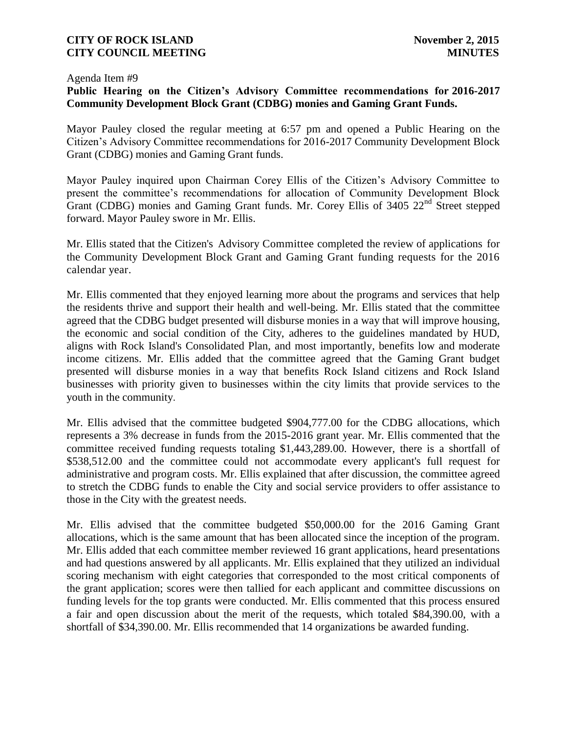Agenda Item #9

**Public Hearing on the Citizen's Advisory Committee recommendations for 2016-2017 Community Development Block Grant (CDBG) monies and Gaming Grant Funds.**

Mayor Pauley closed the regular meeting at 6:57 pm and opened a Public Hearing on the Citizen's Advisory Committee recommendations for 2016-2017 Community Development Block Grant (CDBG) monies and Gaming Grant funds.

Mayor Pauley inquired upon Chairman Corey Ellis of the Citizen's Advisory Committee to present the committee's recommendations for allocation of Community Development Block Grant (CDBG) monies and Gaming Grant funds. Mr. Corey Ellis of 3405 22nd Street stepped forward. Mayor Pauley swore in Mr. Ellis.

Mr. Ellis stated that the Citizen's Advisory Committee completed the review of applications for the Community Development Block Grant and Gaming Grant funding requests for the 2016 calendar year.

Mr. Ellis commented that they enjoyed learning more about the programs and services that help the residents thrive and support their health and well-being. Mr. Ellis stated that the committee agreed that the CDBG budget presented will disburse monies in a way that will improve housing, the economic and social condition of the City, adheres to the guidelines mandated by HUD, aligns with Rock Island's Consolidated Plan, and most importantly, benefits low and moderate income citizens. Mr. Ellis added that the committee agreed that the Gaming Grant budget presented will disburse monies in a way that benefits Rock Island citizens and Rock Island businesses with priority given to businesses within the city limits that provide services to the youth in the community.

Mr. Ellis advised that the committee budgeted $904,777.00 for the CDBG allocations, which represents a 3% decrease in funds from the 2015-2016 grant year. Mr. Ellis commented that the committee received funding requests totaling $1,443,289.00. However, there is a shortfall of $538,512.00 and the committee could not accommodate every applicant's full request for administrative and program costs. Mr. Ellis explained that after discussion, the committee agreed to stretch the CDBG funds to enable the City and social service providers to offer assistance to those in the City with the greatest needs.

Mr. Ellis advised that the committee budgeted $50,000.00 for the 2016 Gaming Grant allocations, which is the same amount that has been allocated since the inception of the program. Mr. Ellis added that each committee member reviewed 16 grant applications, heard presentations and had questions answered by all applicants. Mr. Ellis explained that they utilized an individual scoring mechanism with eight categories that corresponded to the most critical components of the grant application; scores were then tallied for each applicant and committee discussions on funding levels for the top grants were conducted. Mr. Ellis commented that this process ensured a fair and open discussion about the merit of the requests, which totaled $84,390.00, with a shortfall of $34,390.00. Mr. Ellis recommended that 14 organizations be awarded funding.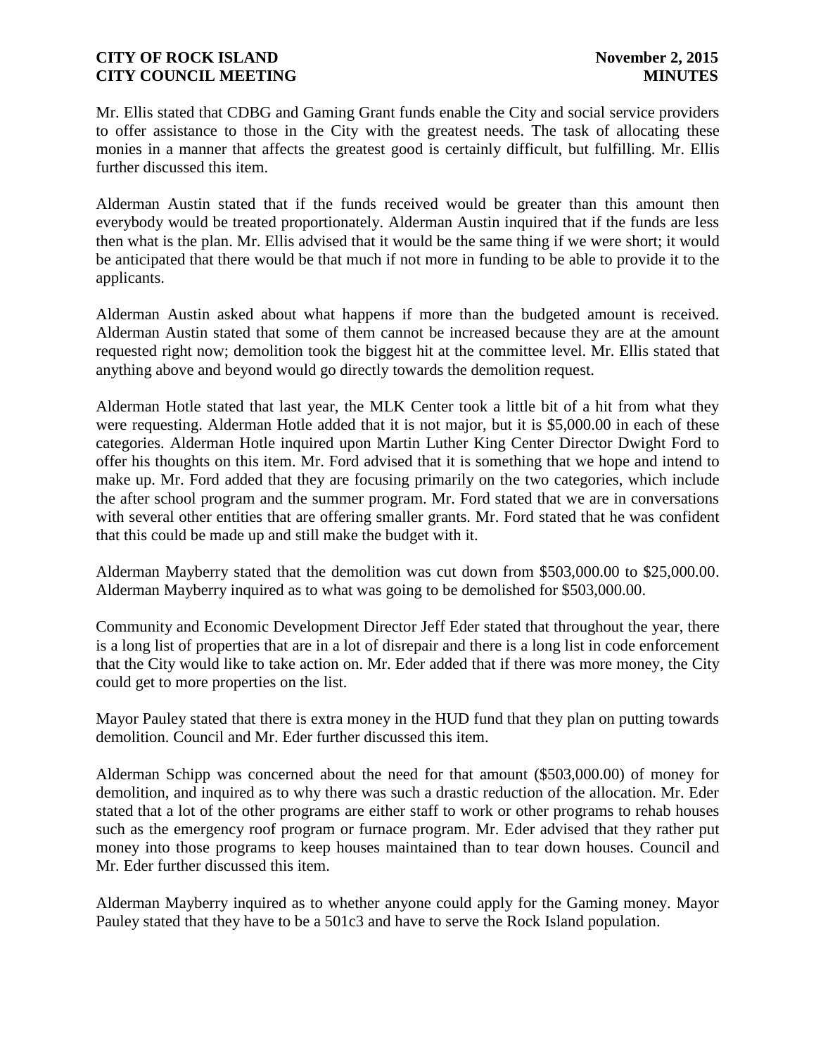Mr. Ellis stated that CDBG and Gaming Grant funds enable the City and social service providers to offer assistance to those in the City with the greatest needs. The task of allocating these monies in a manner that affects the greatest good is certainly difficult, but fulfilling. Mr. Ellis further discussed this item.

Alderman Austin stated that if the funds received would be greater than this amount then everybody would be treated proportionately. Alderman Austin inquired that if the funds are less then what is the plan. Mr. Ellis advised that it would be the same thing if we were short; it would be anticipated that there would be that much if not more in funding to be able to provide it to the applicants.

Alderman Austin asked about what happens if more than the budgeted amount is received. Alderman Austin stated that some of them cannot be increased because they are at the amount requested right now; demolition took the biggest hit at the committee level. Mr. Ellis stated that anything above and beyond would go directly towards the demolition request.

Alderman Hotle stated that last year, the MLK Center took a little bit of a hit from what they were requesting. Alderman Hotle added that it is not major, but it is $5,000.00 in each of these categories. Alderman Hotle inquired upon Martin Luther King Center Director Dwight Ford to offer his thoughts on this item. Mr. Ford advised that it is something that we hope and intend to make up. Mr. Ford added that they are focusing primarily on the two categories, which include the after school program and the summer program. Mr. Ford stated that we are in conversations with several other entities that are offering smaller grants. Mr. Ford stated that he was confident that this could be made up and still make the budget with it.

Alderman Mayberry stated that the demolition was cut down from $503,000.00 to $25,000.00. Alderman Mayberry inquired as to what was going to be demolished for $503,000.00.

Community and Economic Development Director Jeff Eder stated that throughout the year, there is a long list of properties that are in a lot of disrepair and there is a long list in code enforcement that the City would like to take action on. Mr. Eder added that if there was more money, the City could get to more properties on the list.

Mayor Pauley stated that there is extra money in the HUD fund that they plan on putting towards demolition. Council and Mr. Eder further discussed this item.

Alderman Schipp was concerned about the need for that amount ($503,000.00) of money for demolition, and inquired as to why there was such a drastic reduction of the allocation. Mr. Eder stated that a lot of the other programs are either staff to work or other programs to rehab houses such as the emergency roof program or furnace program. Mr. Eder advised that they rather put money into those programs to keep houses maintained than to tear down houses. Council and Mr. Eder further discussed this item.

Alderman Mayberry inquired as to whether anyone could apply for the Gaming money. Mayor Pauley stated that they have to be a 501c3 and have to serve the Rock Island population.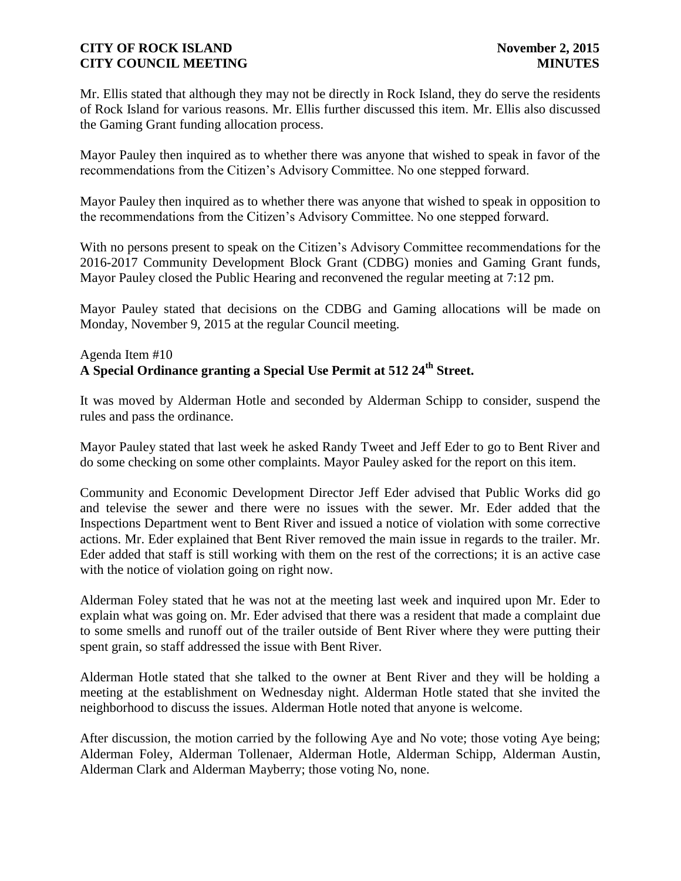Mr. Ellis stated that although they may not be directly in Rock Island, they do serve the residents of Rock Island for various reasons. Mr. Ellis further discussed this item. Mr. Ellis also discussed the Gaming Grant funding allocation process.

Mayor Pauley then inquired as to whether there was anyone that wished to speak in favor of the recommendations from the Citizen's Advisory Committee. No one stepped forward.

Mayor Pauley then inquired as to whether there was anyone that wished to speak in opposition to the recommendations from the Citizen's Advisory Committee. No one stepped forward.

With no persons present to speak on the Citizen's Advisory Committee recommendations for the 2016-2017 Community Development Block Grant (CDBG) monies and Gaming Grant funds, Mayor Pauley closed the Public Hearing and reconvened the regular meeting at 7:12 pm.

Mayor Pauley stated that decisions on the CDBG and Gaming allocations will be made on Monday, November 9, 2015 at the regular Council meeting.

Agenda Item #10
**A Special Ordinance granting a Special Use Permit at 512 24th Street.**

It was moved by Alderman Hotle and seconded by Alderman Schipp to consider, suspend the rules and pass the ordinance.

Mayor Pauley stated that last week he asked Randy Tweet and Jeff Eder to go to Bent River and do some checking on some other complaints. Mayor Pauley asked for the report on this item.

Community and Economic Development Director Jeff Eder advised that Public Works did go and televise the sewer and there were no issues with the sewer. Mr. Eder added that the Inspections Department went to Bent River and issued a notice of violation with some corrective actions. Mr. Eder explained that Bent River removed the main issue in regards to the trailer. Mr. Eder added that staff is still working with them on the rest of the corrections; it is an active case with the notice of violation going on right now.

Alderman Foley stated that he was not at the meeting last week and inquired upon Mr. Eder to explain what was going on. Mr. Eder advised that there was a resident that made a complaint due to some smells and runoff out of the trailer outside of Bent River where they were putting their spent grain, so staff addressed the issue with Bent River.

Alderman Hotle stated that she talked to the owner at Bent River and they will be holding a meeting at the establishment on Wednesday night. Alderman Hotle stated that she invited the neighborhood to discuss the issues. Alderman Hotle noted that anyone is welcome.

After discussion, the motion carried by the following Aye and No vote; those voting Aye being; Alderman Foley, Alderman Tollenaer, Alderman Hotle, Alderman Schipp, Alderman Austin, Alderman Clark and Alderman Mayberry; those voting No, none.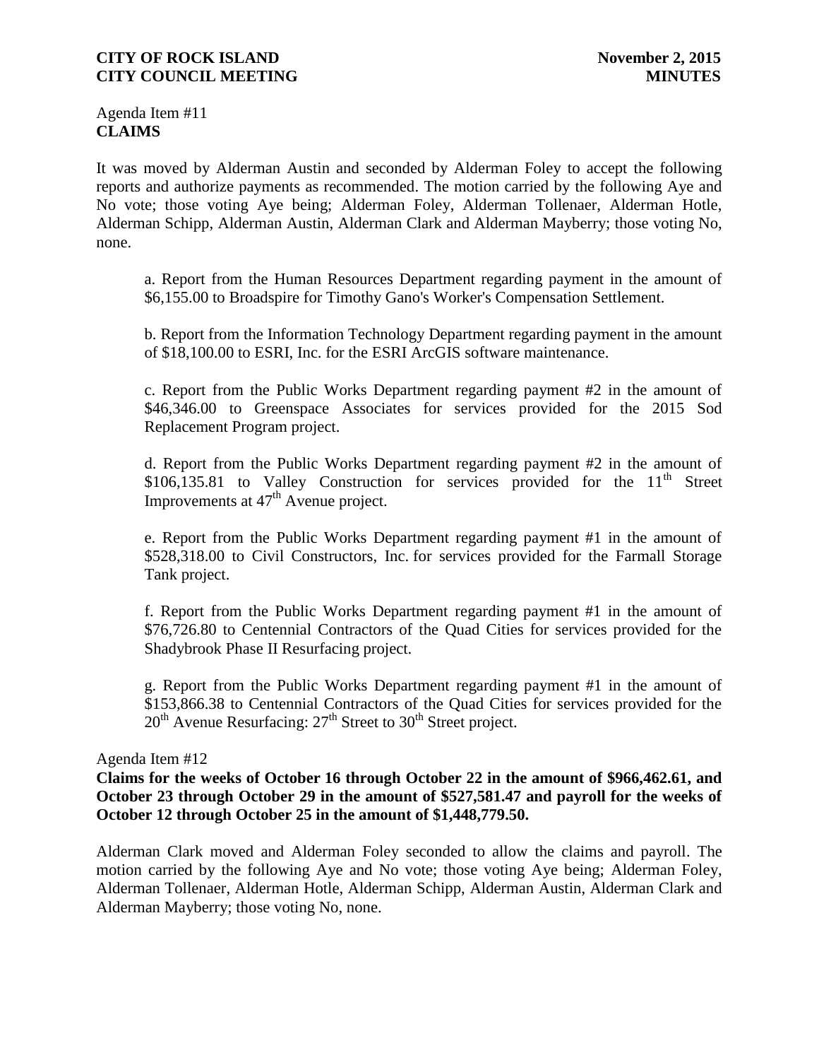Agenda Item #11
**CLAIMS**

It was moved by Alderman Austin and seconded by Alderman Foley to accept the following reports and authorize payments as recommended. The motion carried by the following Aye and No vote; those voting Aye being; Alderman Foley, Alderman Tollenaer, Alderman Hotle, Alderman Schipp, Alderman Austin, Alderman Clark and Alderman Mayberry; those voting No, none.

a. Report from the Human Resources Department regarding payment in the amount of $6,155.00 to Broadspire for Timothy Gano's Worker's Compensation Settlement.

b. Report from the Information Technology Department regarding payment in the amount of $18,100.00 to ESRI, Inc. for the ESRI ArcGIS software maintenance.

c. Report from the Public Works Department regarding payment #2 in the amount of $46,346.00 to Greenspace Associates for services provided for the 2015 Sod Replacement Program project.

d. Report from the Public Works Department regarding payment #2 in the amount of $106,135.81 to Valley Construction for services provided for the 11th Street Improvements at 47th Avenue project.

e. Report from the Public Works Department regarding payment #1 in the amount of $528,318.00 to Civil Constructors, Inc. for services provided for the Farmall Storage Tank project.

f. Report from the Public Works Department regarding payment #1 in the amount of $76,726.80 to Centennial Contractors of the Quad Cities for services provided for the Shadybrook Phase II Resurfacing project.

g. Report from the Public Works Department regarding payment #1 in the amount of $153,866.38 to Centennial Contractors of the Quad Cities for services provided for the 20th Avenue Resurfacing: 27th Street to 30th Street project.

Agenda Item #12
**Claims for the weeks of October 16 through October 22 in the amount of $966,462.61, and October 23 through October 29 in the amount of $527,581.47 and payroll for the weeks of October 12 through October 25 in the amount of $1,448,779.50.**

Alderman Clark moved and Alderman Foley seconded to allow the claims and payroll. The motion carried by the following Aye and No vote; those voting Aye being; Alderman Foley, Alderman Tollenaer, Alderman Hotle, Alderman Schipp, Alderman Austin, Alderman Clark and Alderman Mayberry; those voting No, none.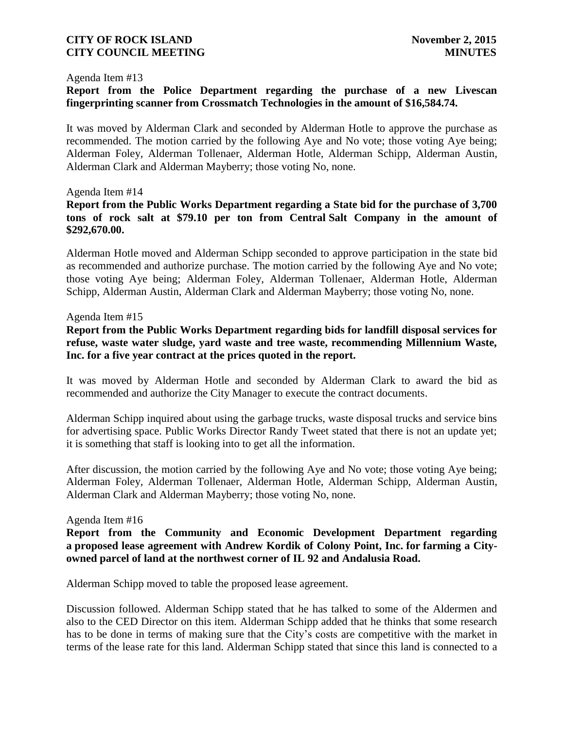Agenda Item #13

**Report from the Police Department regarding the purchase of a new Livescan fingerprinting scanner from Crossmatch Technologies in the amount of $16,584.74.**

It was moved by Alderman Clark and seconded by Alderman Hotle to approve the purchase as recommended. The motion carried by the following Aye and No vote; those voting Aye being; Alderman Foley, Alderman Tollenaer, Alderman Hotle, Alderman Schipp, Alderman Austin, Alderman Clark and Alderman Mayberry; those voting No, none.

Agenda Item #14

**Report from the Public Works Department regarding a State bid for the purchase of 3,700 tons of rock salt at $79.10 per ton from Central Salt Company in the amount of $292,670.00.**

Alderman Hotle moved and Alderman Schipp seconded to approve participation in the state bid as recommended and authorize purchase. The motion carried by the following Aye and No vote; those voting Aye being; Alderman Foley, Alderman Tollenaer, Alderman Hotle, Alderman Schipp, Alderman Austin, Alderman Clark and Alderman Mayberry; those voting No, none.

Agenda Item #15

**Report from the Public Works Department regarding bids for landfill disposal services for refuse, waste water sludge, yard waste and tree waste, recommending Millennium Waste, Inc. for a five year contract at the prices quoted in the report.**

It was moved by Alderman Hotle and seconded by Alderman Clark to award the bid as recommended and authorize the City Manager to execute the contract documents.

Alderman Schipp inquired about using the garbage trucks, waste disposal trucks and service bins for advertising space. Public Works Director Randy Tweet stated that there is not an update yet; it is something that staff is looking into to get all the information.

After discussion, the motion carried by the following Aye and No vote; those voting Aye being; Alderman Foley, Alderman Tollenaer, Alderman Hotle, Alderman Schipp, Alderman Austin, Alderman Clark and Alderman Mayberry; those voting No, none.

Agenda Item #16

**Report from the Community and Economic Development Department regarding a proposed lease agreement with Andrew Kordik of Colony Point, Inc. for farming a City-owned parcel of land at the northwest corner of IL 92 and Andalusia Road.**

Alderman Schipp moved to table the proposed lease agreement.

Discussion followed. Alderman Schipp stated that he has talked to some of the Aldermen and also to the CED Director on this item. Alderman Schipp added that he thinks that some research has to be done in terms of making sure that the City's costs are competitive with the market in terms of the lease rate for this land. Alderman Schipp stated that since this land is connected to a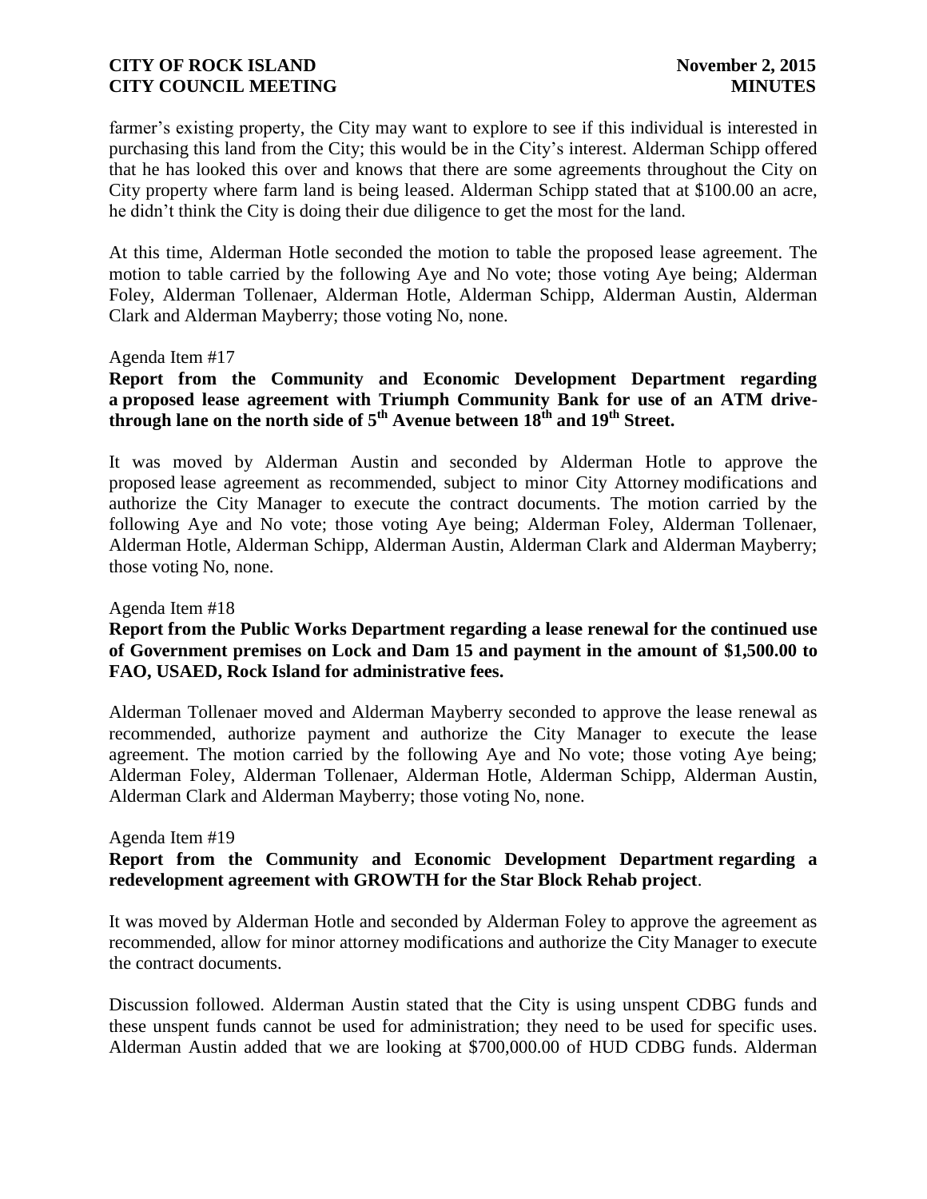farmer's existing property, the City may want to explore to see if this individual is interested in purchasing this land from the City; this would be in the City's interest. Alderman Schipp offered that he has looked this over and knows that there are some agreements throughout the City on City property where farm land is being leased. Alderman Schipp stated that at $100.00 an acre, he didn't think the City is doing their due diligence to get the most for the land.

At this time, Alderman Hotle seconded the motion to table the proposed lease agreement. The motion to table carried by the following Aye and No vote; those voting Aye being; Alderman Foley, Alderman Tollenaer, Alderman Hotle, Alderman Schipp, Alderman Austin, Alderman Clark and Alderman Mayberry; those voting No, none.

Agenda Item #17

**Report from the Community and Economic Development Department regarding a proposed lease agreement with Triumph Community Bank for use of an ATM drive-through lane on the north side of 5th Avenue between 18th and 19th Street.**

It was moved by Alderman Austin and seconded by Alderman Hotle to approve the proposed lease agreement as recommended, subject to minor City Attorney modifications and authorize the City Manager to execute the contract documents. The motion carried by the following Aye and No vote; those voting Aye being; Alderman Foley, Alderman Tollenaer, Alderman Hotle, Alderman Schipp, Alderman Austin, Alderman Clark and Alderman Mayberry; those voting No, none.

Agenda Item #18

**Report from the Public Works Department regarding a lease renewal for the continued use of Government premises on Lock and Dam 15 and payment in the amount of $1,500.00 to FAO, USAED, Rock Island for administrative fees.**

Alderman Tollenaer moved and Alderman Mayberry seconded to approve the lease renewal as recommended, authorize payment and authorize the City Manager to execute the lease agreement. The motion carried by the following Aye and No vote; those voting Aye being; Alderman Foley, Alderman Tollenaer, Alderman Hotle, Alderman Schipp, Alderman Austin, Alderman Clark and Alderman Mayberry; those voting No, none.

Agenda Item #19

**Report from the Community and Economic Development Department regarding a redevelopment agreement with GROWTH for the Star Block Rehab project**.

It was moved by Alderman Hotle and seconded by Alderman Foley to approve the agreement as recommended, allow for minor attorney modifications and authorize the City Manager to execute the contract documents.

Discussion followed. Alderman Austin stated that the City is using unspent CDBG funds and these unspent funds cannot be used for administration; they need to be used for specific uses. Alderman Austin added that we are looking at $700,000.00 of HUD CDBG funds. Alderman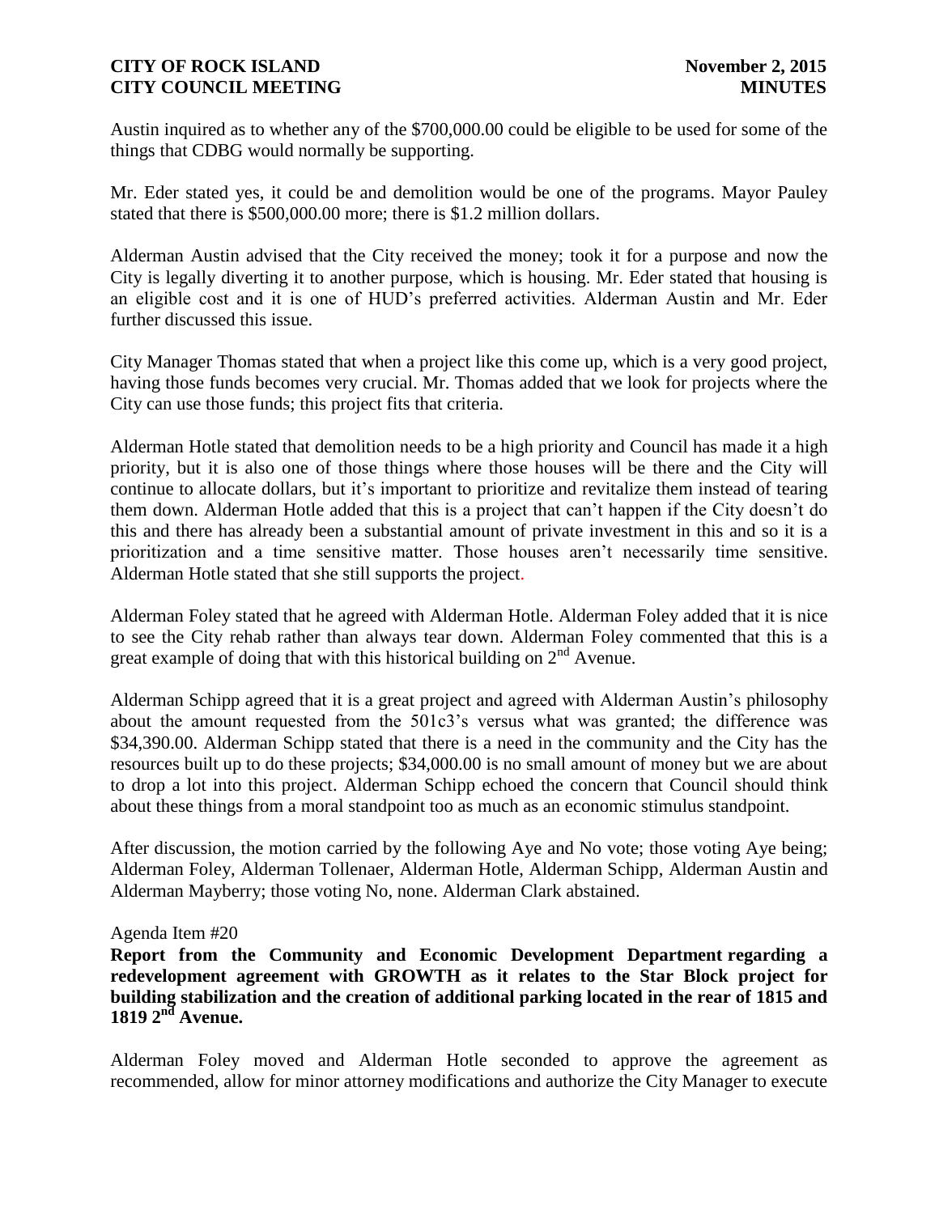Austin inquired as to whether any of the $700,000.00 could be eligible to be used for some of the things that CDBG would normally be supporting.

Mr. Eder stated yes, it could be and demolition would be one of the programs. Mayor Pauley stated that there is $500,000.00 more; there is $1.2 million dollars.

Alderman Austin advised that the City received the money; took it for a purpose and now the City is legally diverting it to another purpose, which is housing. Mr. Eder stated that housing is an eligible cost and it is one of HUD's preferred activities. Alderman Austin and Mr. Eder further discussed this issue.

City Manager Thomas stated that when a project like this come up, which is a very good project, having those funds becomes very crucial. Mr. Thomas added that we look for projects where the City can use those funds; this project fits that criteria.

Alderman Hotle stated that demolition needs to be a high priority and Council has made it a high priority, but it is also one of those things where those houses will be there and the City will continue to allocate dollars, but it's important to prioritize and revitalize them instead of tearing them down. Alderman Hotle added that this is a project that can't happen if the City doesn't do this and there has already been a substantial amount of private investment in this and so it is a prioritization and a time sensitive matter. Those houses aren't necessarily time sensitive. Alderman Hotle stated that she still supports the project.

Alderman Foley stated that he agreed with Alderman Hotle. Alderman Foley added that it is nice to see the City rehab rather than always tear down. Alderman Foley commented that this is a great example of doing that with this historical building on 2nd Avenue.

Alderman Schipp agreed that it is a great project and agreed with Alderman Austin's philosophy about the amount requested from the 501c3's versus what was granted; the difference was $34,390.00. Alderman Schipp stated that there is a need in the community and the City has the resources built up to do these projects; $34,000.00 is no small amount of money but we are about to drop a lot into this project. Alderman Schipp echoed the concern that Council should think about these things from a moral standpoint too as much as an economic stimulus standpoint.

After discussion, the motion carried by the following Aye and No vote; those voting Aye being; Alderman Foley, Alderman Tollenaer, Alderman Hotle, Alderman Schipp, Alderman Austin and Alderman Mayberry; those voting No, none. Alderman Clark abstained.

Agenda Item #20

**Report from the Community and Economic Development Department regarding a redevelopment agreement with GROWTH as it relates to the Star Block project for building stabilization and the creation of additional parking located in the rear of 1815 and 1819 2nd Avenue.**

Alderman Foley moved and Alderman Hotle seconded to approve the agreement as recommended, allow for minor attorney modifications and authorize the City Manager to execute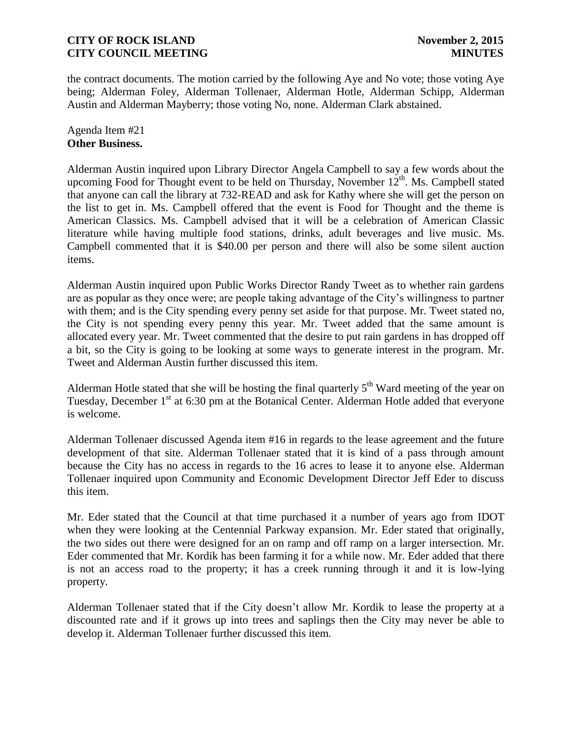the contract documents. The motion carried by the following Aye and No vote; those voting Aye being; Alderman Foley, Alderman Tollenaer, Alderman Hotle, Alderman Schipp, Alderman Austin and Alderman Mayberry; those voting No, none. Alderman Clark abstained.

Agenda Item #21
**Other Business.**

Alderman Austin inquired upon Library Director Angela Campbell to say a few words about the upcoming Food for Thought event to be held on Thursday, November 12th. Ms. Campbell stated that anyone can call the library at 732-READ and ask for Kathy where she will get the person on the list to get in. Ms. Campbell offered that the event is Food for Thought and the theme is American Classics. Ms. Campbell advised that it will be a celebration of American Classic literature while having multiple food stations, drinks, adult beverages and live music. Ms. Campbell commented that it is $40.00 per person and there will also be some silent auction items.

Alderman Austin inquired upon Public Works Director Randy Tweet as to whether rain gardens are as popular as they once were; are people taking advantage of the City's willingness to partner with them; and is the City spending every penny set aside for that purpose. Mr. Tweet stated no, the City is not spending every penny this year. Mr. Tweet added that the same amount is allocated every year. Mr. Tweet commented that the desire to put rain gardens in has dropped off a bit, so the City is going to be looking at some ways to generate interest in the program. Mr. Tweet and Alderman Austin further discussed this item.

Alderman Hotle stated that she will be hosting the final quarterly 5th Ward meeting of the year on Tuesday, December 1st at 6:30 pm at the Botanical Center. Alderman Hotle added that everyone is welcome.

Alderman Tollenaer discussed Agenda item #16 in regards to the lease agreement and the future development of that site. Alderman Tollenaer stated that it is kind of a pass through amount because the City has no access in regards to the 16 acres to lease it to anyone else. Alderman Tollenaer inquired upon Community and Economic Development Director Jeff Eder to discuss this item.

Mr. Eder stated that the Council at that time purchased it a number of years ago from IDOT when they were looking at the Centennial Parkway expansion. Mr. Eder stated that originally, the two sides out there were designed for an on ramp and off ramp on a larger intersection. Mr. Eder commented that Mr. Kordik has been farming it for a while now. Mr. Eder added that there is not an access road to the property; it has a creek running through it and it is low-lying property.

Alderman Tollenaer stated that if the City doesn't allow Mr. Kordik to lease the property at a discounted rate and if it grows up into trees and saplings then the City may never be able to develop it. Alderman Tollenaer further discussed this item.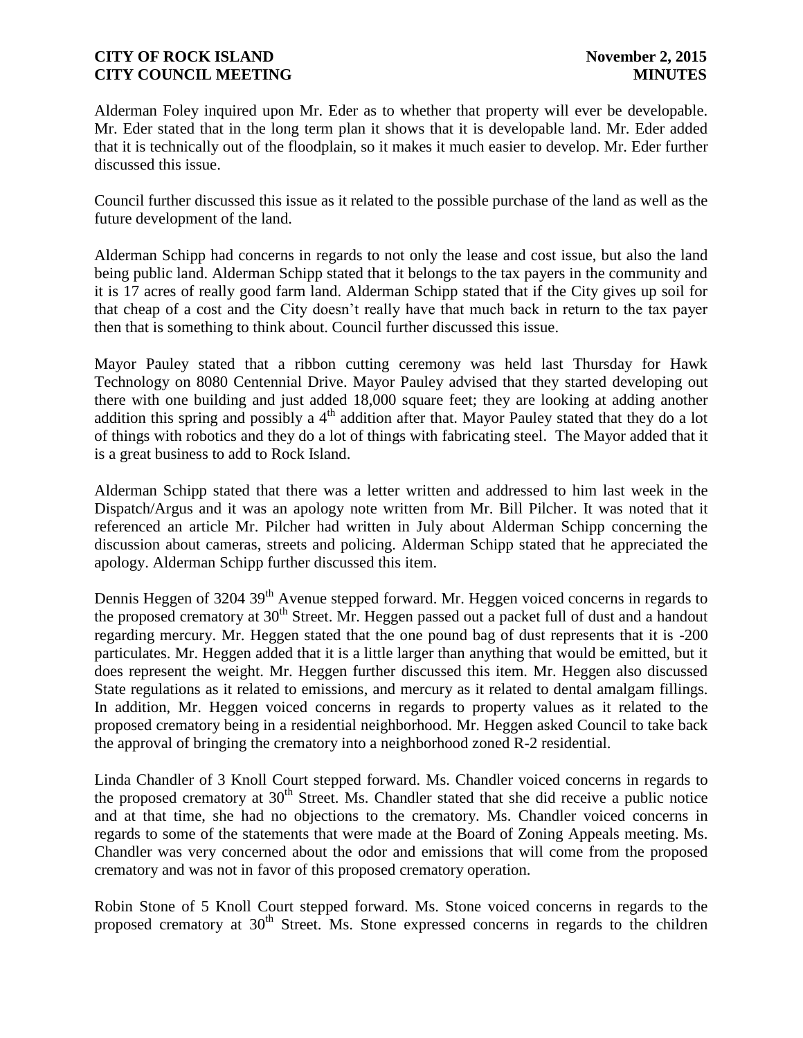Alderman Foley inquired upon Mr. Eder as to whether that property will ever be developable. Mr. Eder stated that in the long term plan it shows that it is developable land. Mr. Eder added that it is technically out of the floodplain, so it makes it much easier to develop. Mr. Eder further discussed this issue.

Council further discussed this issue as it related to the possible purchase of the land as well as the future development of the land.

Alderman Schipp had concerns in regards to not only the lease and cost issue, but also the land being public land. Alderman Schipp stated that it belongs to the tax payers in the community and it is 17 acres of really good farm land. Alderman Schipp stated that if the City gives up soil for that cheap of a cost and the City doesn't really have that much back in return to the tax payer then that is something to think about. Council further discussed this issue.

Mayor Pauley stated that a ribbon cutting ceremony was held last Thursday for Hawk Technology on 8080 Centennial Drive. Mayor Pauley advised that they started developing out there with one building and just added 18,000 square feet; they are looking at adding another addition this spring and possibly a 4th addition after that. Mayor Pauley stated that they do a lot of things with robotics and they do a lot of things with fabricating steel. The Mayor added that it is a great business to add to Rock Island.

Alderman Schipp stated that there was a letter written and addressed to him last week in the Dispatch/Argus and it was an apology note written from Mr. Bill Pilcher. It was noted that it referenced an article Mr. Pilcher had written in July about Alderman Schipp concerning the discussion about cameras, streets and policing. Alderman Schipp stated that he appreciated the apology. Alderman Schipp further discussed this item.

Dennis Heggen of 3204 39th Avenue stepped forward. Mr. Heggen voiced concerns in regards to the proposed crematory at 30th Street. Mr. Heggen passed out a packet full of dust and a handout regarding mercury. Mr. Heggen stated that the one pound bag of dust represents that it is -200 particulates. Mr. Heggen added that it is a little larger than anything that would be emitted, but it does represent the weight. Mr. Heggen further discussed this item. Mr. Heggen also discussed State regulations as it related to emissions, and mercury as it related to dental amalgam fillings. In addition, Mr. Heggen voiced concerns in regards to property values as it related to the proposed crematory being in a residential neighborhood. Mr. Heggen asked Council to take back the approval of bringing the crematory into a neighborhood zoned R-2 residential.

Linda Chandler of 3 Knoll Court stepped forward. Ms. Chandler voiced concerns in regards to the proposed crematory at 30th Street. Ms. Chandler stated that she did receive a public notice and at that time, she had no objections to the crematory. Ms. Chandler voiced concerns in regards to some of the statements that were made at the Board of Zoning Appeals meeting. Ms. Chandler was very concerned about the odor and emissions that will come from the proposed crematory and was not in favor of this proposed crematory operation.

Robin Stone of 5 Knoll Court stepped forward. Ms. Stone voiced concerns in regards to the proposed crematory at 30th Street. Ms. Stone expressed concerns in regards to the children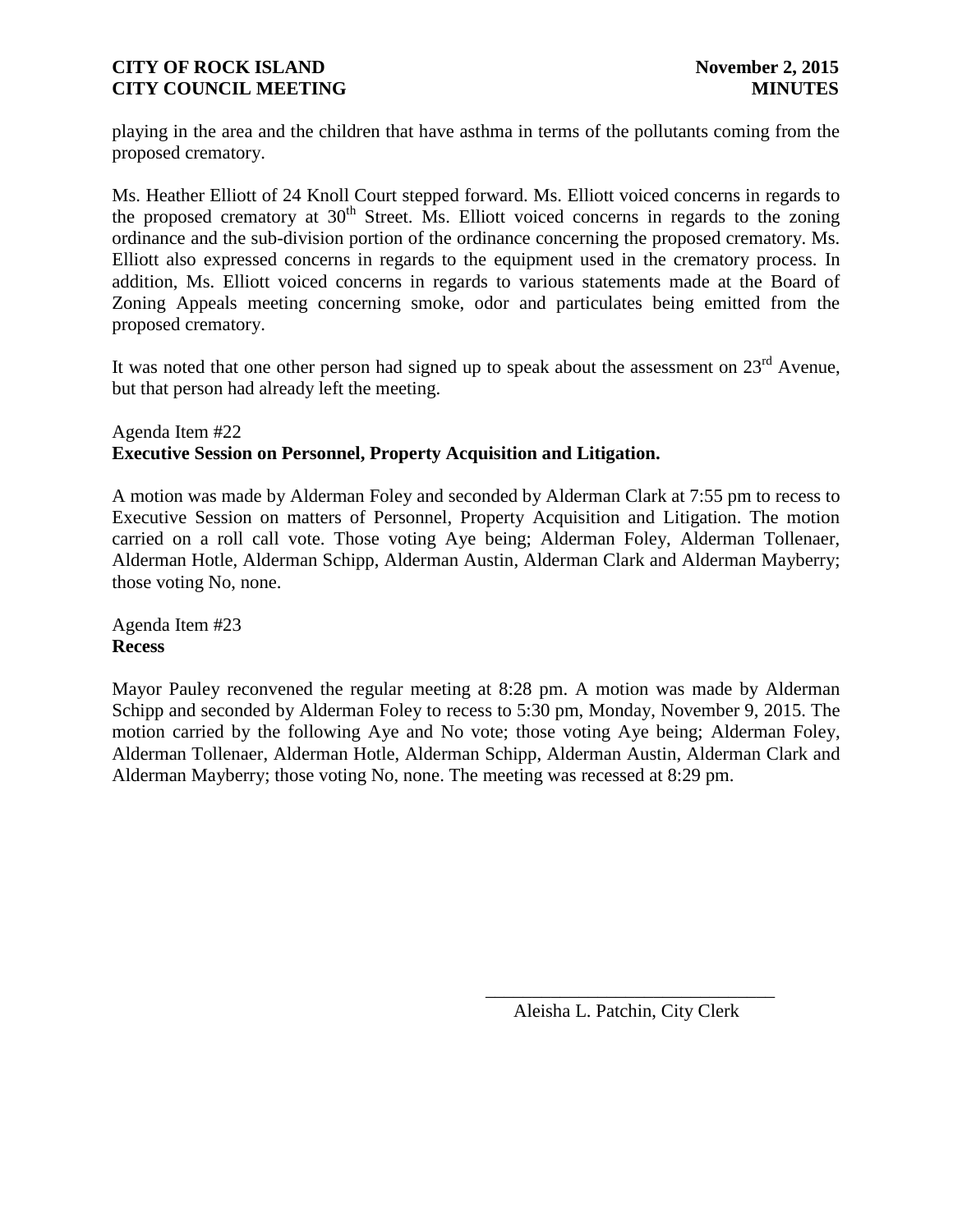playing in the area and the children that have asthma in terms of the pollutants coming from the proposed crematory.

Ms. Heather Elliott of 24 Knoll Court stepped forward. Ms. Elliott voiced concerns in regards to the proposed crematory at 30th Street. Ms. Elliott voiced concerns in regards to the zoning ordinance and the sub-division portion of the ordinance concerning the proposed crematory. Ms. Elliott also expressed concerns in regards to the equipment used in the crematory process. In addition, Ms. Elliott voiced concerns in regards to various statements made at the Board of Zoning Appeals meeting concerning smoke, odor and particulates being emitted from the proposed crematory.

It was noted that one other person had signed up to speak about the assessment on 23rd Avenue, but that person had already left the meeting.

Agenda Item #22
**Executive Session on Personnel, Property Acquisition and Litigation.**

A motion was made by Alderman Foley and seconded by Alderman Clark at 7:55 pm to recess to Executive Session on matters of Personnel, Property Acquisition and Litigation. The motion carried on a roll call vote. Those voting Aye being; Alderman Foley, Alderman Tollenaer, Alderman Hotle, Alderman Schipp, Alderman Austin, Alderman Clark and Alderman Mayberry; those voting No, none.

Agenda Item #23
**Recess**

Mayor Pauley reconvened the regular meeting at 8:28 pm. A motion was made by Alderman Schipp and seconded by Alderman Foley to recess to 5:30 pm, Monday, November 9, 2015. The motion carried by the following Aye and No vote; those voting Aye being; Alderman Foley, Alderman Tollenaer, Alderman Hotle, Alderman Schipp, Alderman Austin, Alderman Clark and Alderman Mayberry; those voting No, none. The meeting was recessed at 8:29 pm.

\_\_\_\_\_\_\_\_\_\_\_\_\_\_\_\_\_\_\_\_\_\_\_\_\_\_\_\_\_\_
Aleisha L. Patchin, City Clerk